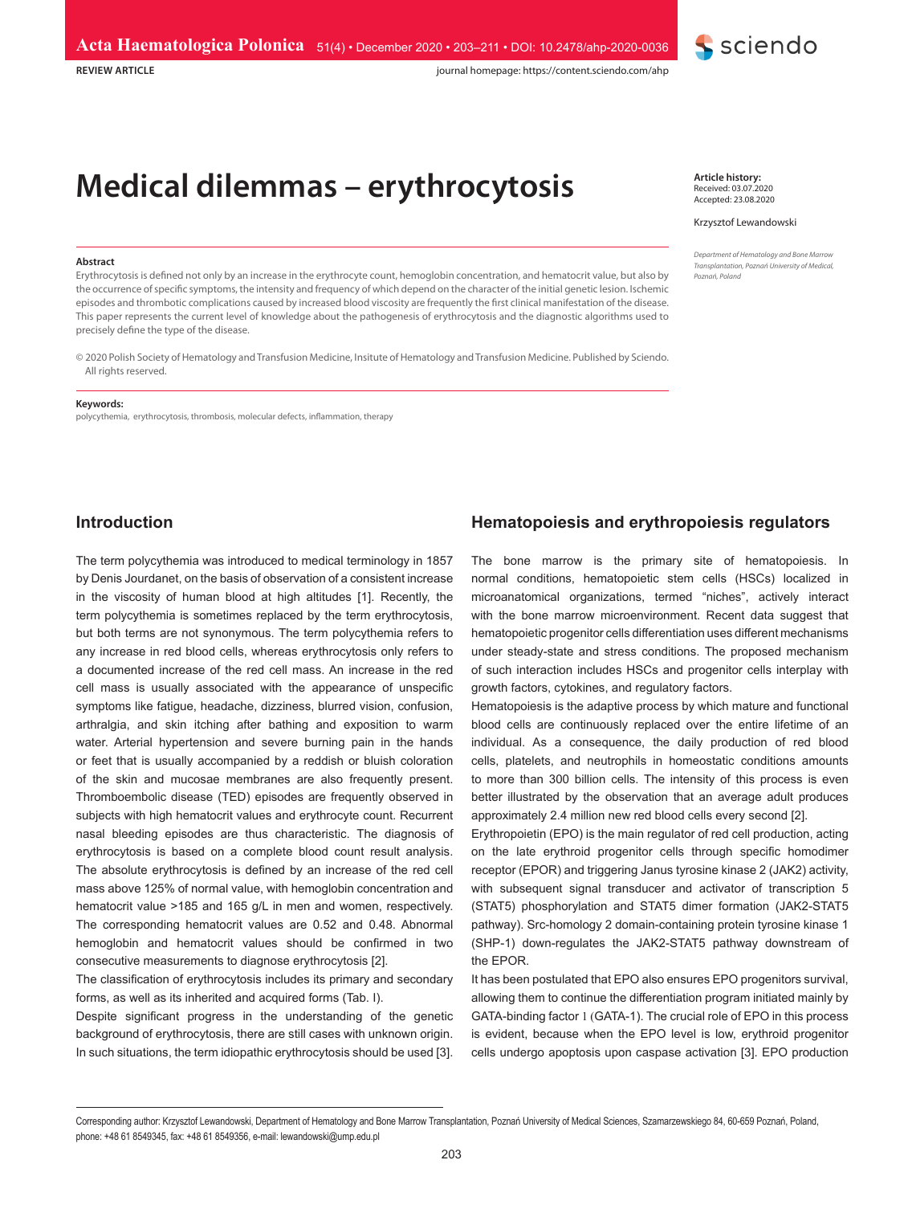REVIEW ARTICLE

# Medical dilemmas – erythrocytosis

**Article history:**
Received: 03.07.2020
Accepted: 23.08.2020

Krzysztof Lewandowski

*Department of Hematology and Bone Marrow Transplantation, Poznań University of Medical, Poznań, Poland*

**Abstract**

Erythrocytosis is defined not only by an increase in the erythrocyte count, hemoglobin concentration, and hematocrit value, but also by the occurrence of specific symptoms, the intensity and frequency of which depend on the character of the initial genetic lesion. Ischemic episodes and thrombotic complications caused by increased blood viscosity are frequently the first clinical manifestation of the disease. This paper represents the current level of knowledge about the pathogenesis of erythrocytosis and the diagnostic algorithms used to precisely define the type of the disease.

© 2020 Polish Society of Hematology and Transfusion Medicine, Insitute of Hematology and Transfusion Medicine. Published by Sciendo. All rights reserved.

**Keywords:**
polycythemia, erythrocytosis, thrombosis, molecular defects, inflammation, therapy

## Introduction

The term polycythemia was introduced to medical terminology in 1857 by Denis Jourdanet, on the basis of observation of a consistent increase in the viscosity of human blood at high altitudes [1]. Recently, the term polycythemia is sometimes replaced by the term erythrocytosis, but both terms are not synonymous. The term polycythemia refers to any increase in red blood cells, whereas erythrocytosis only refers to a documented increase of the red cell mass. An increase in the red cell mass is usually associated with the appearance of unspecific symptoms like fatigue, headache, dizziness, blurred vision, confusion, arthralgia, and skin itching after bathing and exposition to warm water. Arterial hypertension and severe burning pain in the hands or feet that is usually accompanied by a reddish or bluish coloration of the skin and mucosae membranes are also frequently present. Thromboembolic disease (TED) episodes are frequently observed in subjects with high hematocrit values and erythrocyte count. Recurrent nasal bleeding episodes are thus characteristic. The diagnosis of erythrocytosis is based on a complete blood count result analysis. The absolute erythrocytosis is defined by an increase of the red cell mass above 125% of normal value, with hemoglobin concentration and hematocrit value >185 and 165 g/L in men and women, respectively. The corresponding hematocrit values are 0.52 and 0.48. Abnormal hemoglobin and hematocrit values should be confirmed in two consecutive measurements to diagnose erythrocytosis [2].

The classification of erythrocytosis includes its primary and secondary forms, as well as its inherited and acquired forms (Tab. I).

Despite significant progress in the understanding of the genetic background of erythrocytosis, there are still cases with unknown origin. In such situations, the term idiopathic erythrocytosis should be used [3].

## Hematopoiesis and erythropoiesis regulators

The bone marrow is the primary site of hematopoiesis. In normal conditions, hematopoietic stem cells (HSCs) localized in microanatomical organizations, termed "niches", actively interact with the bone marrow microenvironment. Recent data suggest that hematopoietic progenitor cells differentiation uses different mechanisms under steady-state and stress conditions. The proposed mechanism of such interaction includes HSCs and progenitor cells interplay with growth factors, cytokines, and regulatory factors.

Hematopoiesis is the adaptive process by which mature and functional blood cells are continuously replaced over the entire lifetime of an individual. As a consequence, the daily production of red blood cells, platelets, and neutrophils in homeostatic conditions amounts to more than 300 billion cells. The intensity of this process is even better illustrated by the observation that an average adult produces approximately 2.4 million new red blood cells every second [2].

Erythropoietin (EPO) is the main regulator of red cell production, acting on the late erythroid progenitor cells through specific homodimer receptor (EPOR) and triggering Janus tyrosine kinase 2 (JAK2) activity, with subsequent signal transducer and activator of transcription 5 (STAT5) phosphorylation and STAT5 dimer formation (JAK2-STAT5 pathway). Src-homology 2 domain-containing protein tyrosine kinase 1 (SHP-1) down-regulates the JAK2-STAT5 pathway downstream of the EPOR.

It has been postulated that EPO also ensures EPO progenitors survival, allowing them to continue the differentiation program initiated mainly by GATA-binding factor 1 (GATA-1). The crucial role of EPO in this process is evident, because when the EPO level is low, erythroid progenitor cells undergo apoptosis upon caspase activation [3]. EPO production

Corresponding author: Krzysztof Lewandowski, Department of Hematology and Bone Marrow Transplantation, Poznań University of Medical Sciences, Szamarzewskiego 84, 60-659 Poznań, Poland, phone: +48 61 8549345, fax: +48 61 8549356, e-mail: lewandowski@ump.edu.pl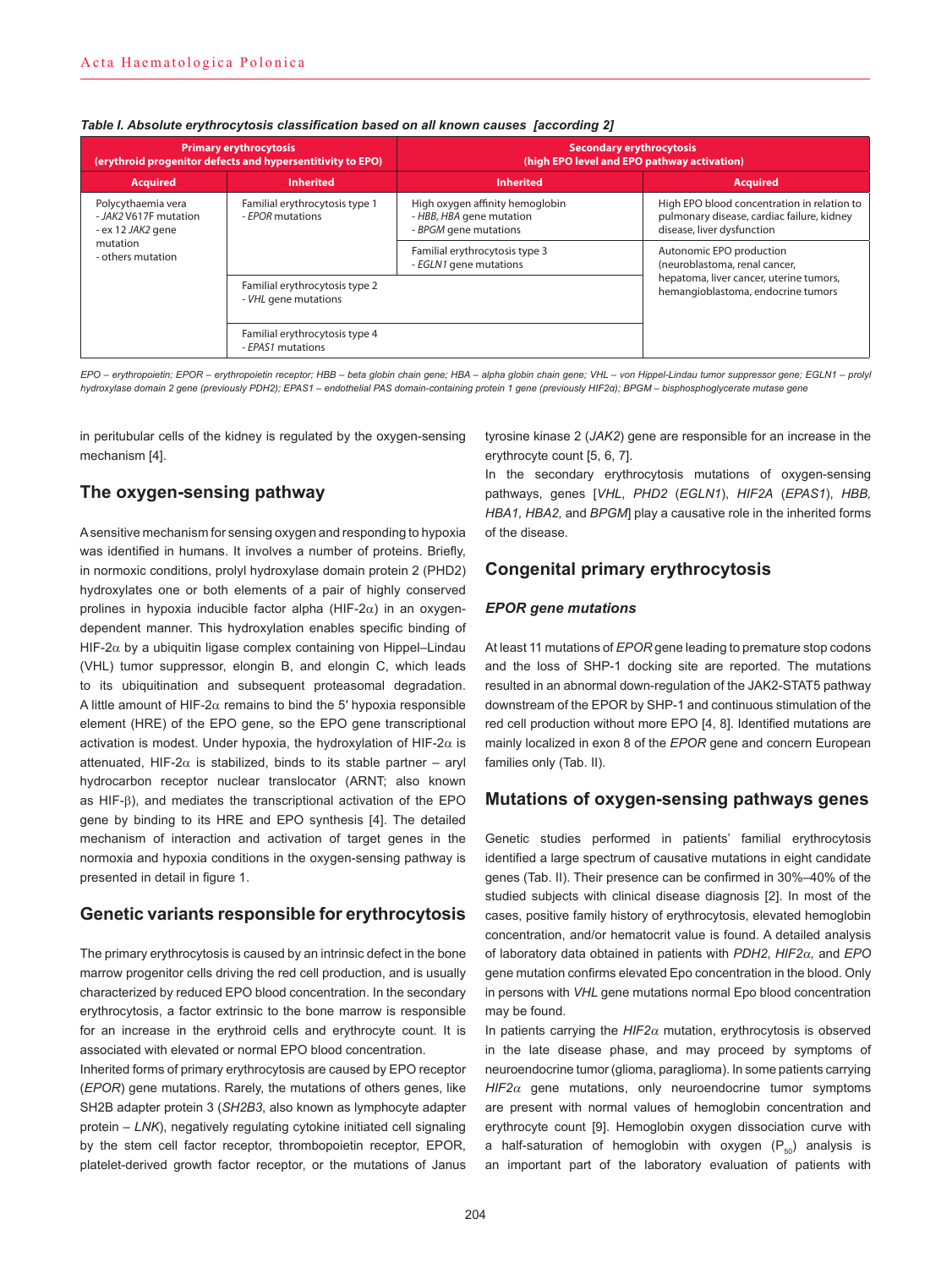*Table I. Absolute erythrocytosis classification based on all known causes [according 2]*

| Primary erythrocytosis (erythroid progenitor defects and hypersentitivity to EPO) | | Secondary erythrocytosis (high EPO level and EPO pathway activation) | |
|---|---|---|---|
| **Acquired** | **Inherited** | **Inherited** | **Acquired** |
| Polycythaemia vera<br>- *JAK2* V617F mutation<br>- ex 12 *JAK2* gene mutation<br>- others mutation | Familial erythrocytosis type 1<br>- *EPOR* mutations | High oxygen affinity hemoglobin<br>- *HBB, HBA* gene mutation<br>- *BPGM* gene mutations | High EPO blood concentration in relation to pulmonary disease, cardiac failure, kidney disease, liver dysfunction |
| | | Familial erythrocytosis type 3<br>- *EGLN1* gene mutations | Autonomic EPO production (neuroblastoma, renal cancer, hepatoma, liver cancer, uterine tumors, hemangioblastoma, endocrine tumors |
| | Familial erythrocytosis type 2<br>- *VHL* gene mutations | | |
| | Familial erythrocytosis type 4<br>- *EPAS1* mutations | | |

*EPO – erythropoietin; EPOR – erythropoietin receptor; HBB – beta globin chain gene; HBA – alpha globin chain gene; VHL – von Hippel-Lindau tumor suppressor gene; EGLN1 – prolyl hydroxylase domain 2 gene (previously PDH2); EPAS1 – endothelial PAS domain-containing protein 1 gene (previously HIF2α); BPGM – bisphosphoglycerate mutase gene*

in peritubular cells of the kidney is regulated by the oxygen-sensing mechanism [4].

## The oxygen-sensing pathway

A sensitive mechanism for sensing oxygen and responding to hypoxia was identified in humans. It involves a number of proteins. Briefly, in normoxic conditions, prolyl hydroxylase domain protein 2 (PHD2) hydroxylates one or both elements of a pair of highly conserved prolines in hypoxia inducible factor alpha (HIF-2α) in an oxygen-dependent manner. This hydroxylation enables specific binding of HIF-2α by a ubiquitin ligase complex containing von Hippel–Lindau (VHL) tumor suppressor, elongin B, and elongin C, which leads to its ubiquitination and subsequent proteasomal degradation. A little amount of HIF-2α remains to bind the 5′ hypoxia responsible element (HRE) of the EPO gene, so the EPO gene transcriptional activation is modest. Under hypoxia, the hydroxylation of HIF-2α is attenuated, HIF-2α is stabilized, binds to its stable partner – aryl hydrocarbon receptor nuclear translocator (ARNT; also known as HIF-β), and mediates the transcriptional activation of the EPO gene by binding to its HRE and EPO synthesis [4]. The detailed mechanism of interaction and activation of target genes in the normoxia and hypoxia conditions in the oxygen-sensing pathway is presented in detail in figure 1.

## Genetic variants responsible for erythrocytosis

The primary erythrocytosis is caused by an intrinsic defect in the bone marrow progenitor cells driving the red cell production, and is usually characterized by reduced EPO blood concentration. In the secondary erythrocytosis, a factor extrinsic to the bone marrow is responsible for an increase in the erythroid cells and erythrocyte count. It is associated with elevated or normal EPO blood concentration.

Inherited forms of primary erythrocytosis are caused by EPO receptor (*EPOR*) gene mutations. Rarely, the mutations of others genes, like SH2B adapter protein 3 (*SH2B3*, also known as lymphocyte adapter protein – *LNK*), negatively regulating cytokine initiated cell signaling by the stem cell factor receptor, thrombopoietin receptor, EPOR, platelet-derived growth factor receptor, or the mutations of Janus tyrosine kinase 2 (*JAK2*) gene are responsible for an increase in the erythrocyte count [5, 6, 7].

In the secondary erythrocytosis mutations of oxygen-sensing pathways, genes [*VHL*, *PHD2* (*EGLN1*), *HIF2A* (*EPAS1*), *HBB, HBA1, HBA2,* and *BPGM*] play a causative role in the inherited forms of the disease.

## Congenital primary erythrocytosis

### *EPOR gene mutations*

At least 11 mutations of *EPOR* gene leading to premature stop codons and the loss of SHP-1 docking site are reported. The mutations resulted in an abnormal down-regulation of the JAK2-STAT5 pathway downstream of the EPOR by SHP-1 and continuous stimulation of the red cell production without more EPO [4, 8]. Identified mutations are mainly localized in exon 8 of the *EPOR* gene and concern European families only (Tab. II).

## Mutations of oxygen-sensing pathways genes

Genetic studies performed in patients' familial erythrocytosis identified a large spectrum of causative mutations in eight candidate genes (Tab. II). Their presence can be confirmed in 30%–40% of the studied subjects with clinical disease diagnosis [2]. In most of the cases, positive family history of erythrocytosis, elevated hemoglobin concentration, and/or hematocrit value is found. A detailed analysis of laboratory data obtained in patients with *PDH2*, *HIF2α,* and *EPO* gene mutation confirms elevated Epo concentration in the blood. Only in persons with *VHL* gene mutations normal Epo blood concentration may be found.

In patients carrying the *HIF2α* mutation, erythrocytosis is observed in the late disease phase, and may proceed by symptoms of neuroendocrine tumor (glioma, paraglioma). In some patients carrying *HIF2α* gene mutations, only neuroendocrine tumor symptoms are present with normal values of hemoglobin concentration and erythrocyte count [9]. Hemoglobin oxygen dissociation curve with a half-saturation of hemoglobin with oxygen ($P_{50}$) analysis is an important part of the laboratory evaluation of patients with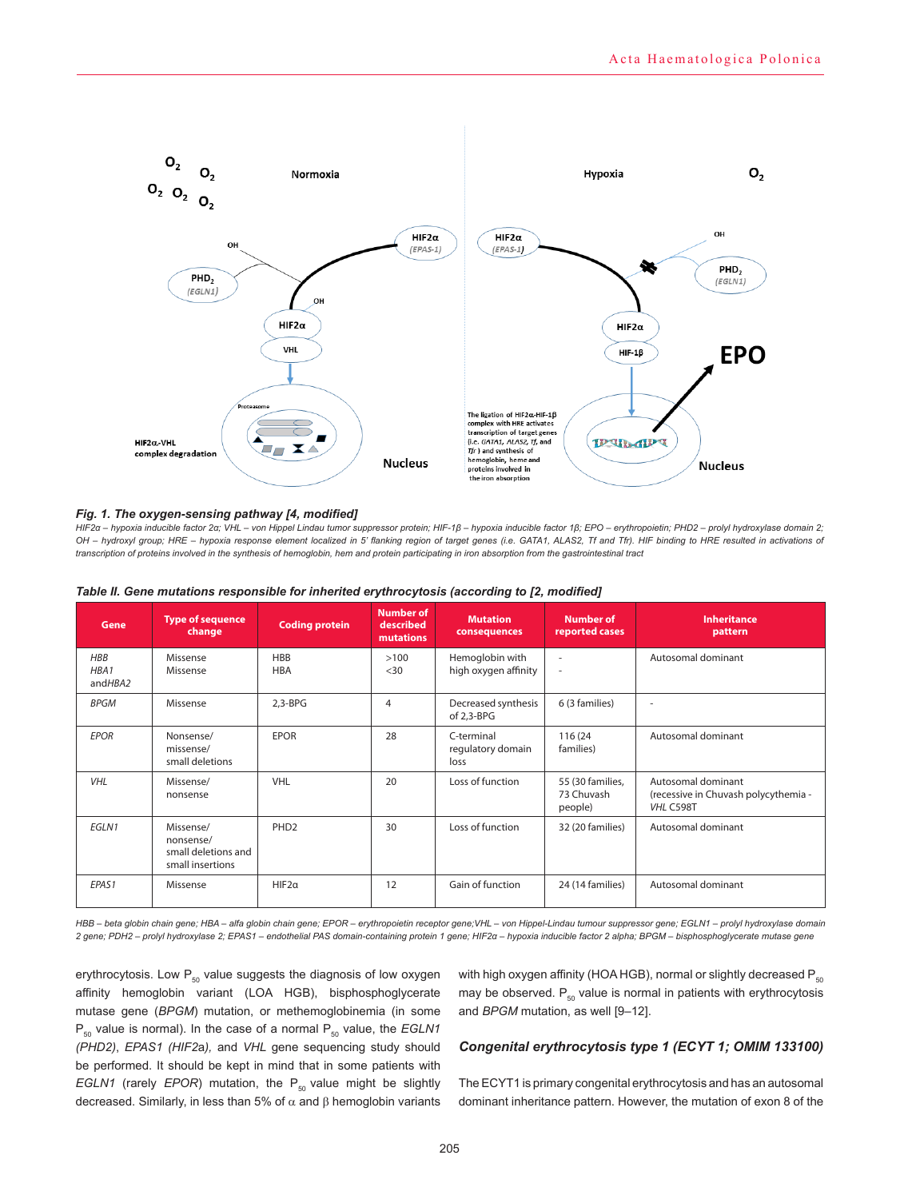**Fig. 1. The oxygen-sensing pathway [4, modified]**

*HIF2α – hypoxia inducible factor 2α; VHL – von Hippel Lindau tumor suppressor protein; HIF-1β – hypoxia inducible factor 1β; EPO – erythropoietin; PHD2 – prolyl hydroxylase domain 2; OH – hydroxyl group; HRE – hypoxia response element localized in 5' flanking region of target genes (i.e. GATA1, ALAS2, Tf and Tfr). HIF binding to HRE resulted in activations of transcription of proteins involved in the synthesis of hemoglobin, hem and protein participating in iron absorption from the gastrointestinal tract*

**Table II. Gene mutations responsible for inherited erythrocytosis (according to [2, modified]**

| Gene | Type of sequence change | Coding protein | Number of described mutations | Mutation consequences | Number of reported cases | Inheritance pattern |
|---|---|---|---|---|---|---|
| *HBB* *HBA1* and *HBA2* | Missense Missense | HBB HBA | >100 <30 | Hemoglobin with high oxygen affinity | - - | Autosomal dominant |
| *BPGM* | Missense | 2,3-BPG | 4 | Decreased synthesis of 2,3-BPG | 6 (3 families) | - |
| *EPOR* | Nonsense/ missense/ small deletions | EPOR | 28 | C-terminal regulatory domain loss | 116 (24 families) | Autosomal dominant |
| *VHL* | Missense/ nonsense | VHL | 20 | Loss of function | 55 (30 families, 73 Chuvash people) | Autosomal dominant (recessive in Chuvash polycythemia - *VHL* C598T |
| *EGLN1* | Missense/ nonsense/ small deletions and small insertions | PHD2 | 30 | Loss of function | 32 (20 families) | Autosomal dominant |
| *EPAS1* | Missense | HIF2α | 12 | Gain of function | 24 (14 families) | Autosomal dominant |

*HBB – beta globin chain gene; HBA – alfa globin chain gene; EPOR – erythropoietin receptor gene;VHL – von Hippel-Lindau tumour suppressor gene; EGLN1 – prolyl hydroxylase domain 2 gene; PDH2 – prolyl hydroxylase 2; EPAS1 – endothelial PAS domain-containing protein 1 gene; HIF2α – hypoxia inducible factor 2 alpha; BPGM – bisphosphoglycerate mutase gene*

erythrocytosis. Low $P_{50}$ value suggests the diagnosis of low oxygen affinity hemoglobin variant (LOA HGB), bisphosphoglycerate mutase gene (*BPGM*) mutation, or methemoglobinemia (in some $P_{50}$ value is normal). In the case of a normal $P_{50}$ value, the *EGLN1 (PHD2)*, *EPAS1 (HIF2a)*, and *VHL* gene sequencing study should be performed. It should be kept in mind that in some patients with *EGLN1* (rarely *EPOR*) mutation, the $P_{50}$ value might be slightly decreased. Similarly, in less than 5% of α and β hemoglobin variants with high oxygen affinity (HOA HGB), normal or slightly decreased $P_{50}$ may be observed. $P_{50}$ value is normal in patients with erythrocytosis and *BPGM* mutation, as well [9–12].

### Congenital erythrocytosis type 1 (ECYT 1; OMIM 133100)

The ECYT1 is primary congenital erythrocytosis and has an autosomal dominant inheritance pattern. However, the mutation of exon 8 of the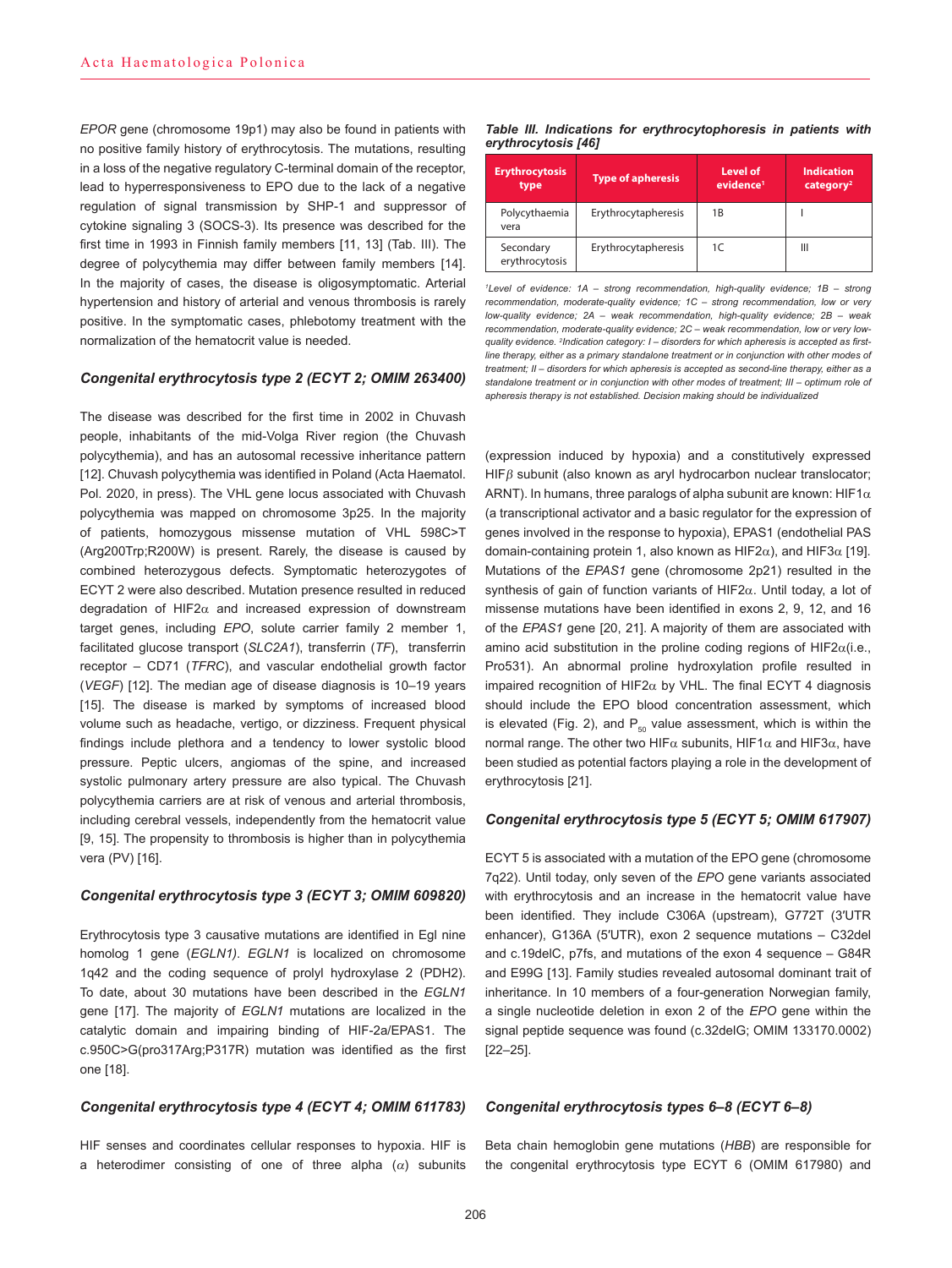*EPOR* gene (chromosome 19p1) may also be found in patients with no positive family history of erythrocytosis. The mutations, resulting in a loss of the negative regulatory C-terminal domain of the receptor, lead to hyperresponsiveness to EPO due to the lack of a negative regulation of signal transmission by SHP-1 and suppressor of cytokine signaling 3 (SOCS-3). Its presence was described for the first time in 1993 in Finnish family members [11, 13] (Tab. III). The degree of polycythemia may differ between family members [14]. In the majority of cases, the disease is oligosymptomatic. Arterial hypertension and history of arterial and venous thrombosis is rarely positive. In the symptomatic cases, phlebotomy treatment with the normalization of the hematocrit value is needed.

### *Congenital erythrocytosis type 2 (ECYT 2; OMIM 263400)*

The disease was described for the first time in 2002 in Chuvash people, inhabitants of the mid-Volga River region (the Chuvash polycythemia), and has an autosomal recessive inheritance pattern [12]. Chuvash polycythemia was identified in Poland (Acta Haematol. Pol. 2020, in press). The VHL gene locus associated with Chuvash polycythemia was mapped on chromosome 3p25. In the majority of patients, homozygous missense mutation of VHL 598C>T (Arg200Trp;R200W) is present. Rarely, the disease is caused by combined heterozygous defects. Symptomatic heterozygotes of ECYT 2 were also described. Mutation presence resulted in reduced degradation of HIF2$\alpha$ and increased expression of downstream target genes, including *EPO*, solute carrier family 2 member 1, facilitated glucose transport (*SLC2A1*), transferrin (*TF*), transferrin receptor – CD71 (*TFRC*), and vascular endothelial growth factor (*VEGF*) [12]. The median age of disease diagnosis is 10–19 years [15]. The disease is marked by symptoms of increased blood volume such as headache, vertigo, or dizziness. Frequent physical findings include plethora and a tendency to lower systolic blood pressure. Peptic ulcers, angiomas of the spine, and increased systolic pulmonary artery pressure are also typical. The Chuvash polycythemia carriers are at risk of venous and arterial thrombosis, including cerebral vessels, independently from the hematocrit value [9, 15]. The propensity to thrombosis is higher than in polycythemia vera (PV) [16].

### *Congenital erythrocytosis type 3 (ECYT 3; OMIM 609820)*

Erythrocytosis type 3 causative mutations are identified in Egl nine homolog 1 gene (*EGLN1*). *EGLN1* is localized on chromosome 1q42 and the coding sequence of prolyl hydroxylase 2 (PDH2). To date, about 30 mutations have been described in the *EGLN1* gene [17]. The majority of *EGLN1* mutations are localized in the catalytic domain and impairing binding of HIF-2a/EPAS1. The c.950C>G(pro317Arg;P317R) mutation was identified as the first one [18].

### *Congenital erythrocytosis type 4 (ECYT 4; OMIM 611783)*

HIF senses and coordinates cellular responses to hypoxia. HIF is a heterodimer consisting of one of three alpha ($\alpha$) subunits (expression induced by hypoxia) and a constitutively expressed HIF$\beta$ subunit (also known as aryl hydrocarbon nuclear translocator; ARNT). In humans, three paralogs of alpha subunit are known: HIF1$\alpha$ (a transcriptional activator and a basic regulator for the expression of genes involved in the response to hypoxia), EPAS1 (endothelial PAS domain-containing protein 1, also known as HIF2$\alpha$), and HIF3$\alpha$ [19]. Mutations of the *EPAS1* gene (chromosome 2p21) resulted in the synthesis of gain of function variants of HIF2$\alpha$. Until today, a lot of missense mutations have been identified in exons 2, 9, 12, and 16 of the *EPAS1* gene [20, 21]. A majority of them are associated with amino acid substitution in the proline coding regions of HIF2$\alpha$(i.e., Pro531). An abnormal proline hydroxylation profile resulted in impaired recognition of HIF2$\alpha$ by VHL. The final ECYT 4 diagnosis should include the EPO blood concentration assessment, which is elevated (Fig. 2), and $P_{50}$ value assessment, which is within the normal range. The other two HIF$\alpha$ subunits, HIF1$\alpha$ and HIF3$\alpha$, have been studied as potential factors playing a role in the development of erythrocytosis [21].

*Table III. Indications for erythrocytophoresis in patients with erythrocytosis [46]*

| Erythrocytosis type | Type of apheresis | Level of evidence[1] | Indication category[2] |
|---|---|---|---|
| Polycythaemia vera | Erythrocytapheresis | 1B | I |
| Secondary erythrocytosis | Erythrocytapheresis | 1C | III |

*[1]Level of evidence: 1A – strong recommendation, high-quality evidence; 1B – strong recommendation, moderate-quality evidence; 1C – strong recommendation, low or very low-quality evidence; 2A – weak recommendation, high-quality evidence; 2B – weak recommendation, moderate-quality evidence; 2C – weak recommendation, low or very low-quality evidence. [2]Indication category: I – disorders for which apheresis is accepted as first-line therapy, either as a primary standalone treatment or in conjunction with other modes of treatment; II – disorders for which apheresis is accepted as second-line therapy, either as a standalone treatment or in conjunction with other modes of treatment; III – optimum role of apheresis therapy is not established. Decision making should be individualized*

### *Congenital erythrocytosis type 5 (ECYT 5; OMIM 617907)*

ECYT 5 is associated with a mutation of the EPO gene (chromosome 7q22). Until today, only seven of the *EPO* gene variants associated with erythrocytosis and an increase in the hematocrit value have been identified. They include C306A (upstream), G772T (3′UTR enhancer), G136A (5′UTR), exon 2 sequence mutations – C32del and c.19delC, p7fs, and mutations of the exon 4 sequence – G84R and E99G [13]. Family studies revealed autosomal dominant trait of inheritance. In 10 members of a four-generation Norwegian family, a single nucleotide deletion in exon 2 of the *EPO* gene within the signal peptide sequence was found (c.32delG; OMIM 133170.0002) [22–25].

### *Congenital erythrocytosis types 6–8 (ECYT 6–8)*

Beta chain hemoglobin gene mutations (*HBB*) are responsible for the congenital erythrocytosis type ECYT 6 (OMIM 617980) and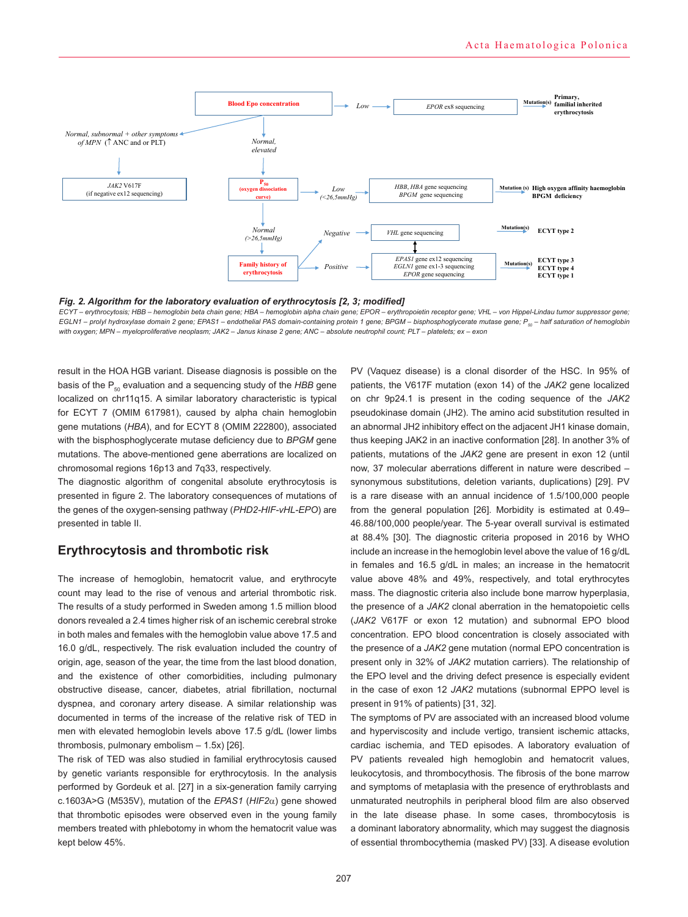**Fig. 2. Algorithm for the laboratory evaluation of erythrocytosis [2, 3; modified]**

*ECYT – erythrocytosis; HBB – hemoglobin beta chain gene; HBA – hemoglobin alpha chain gene; EPOR – erythropoietin receptor gene; VHL – von Hippel-Lindau tumor suppressor gene; EGLN1 – prolyl hydroxylase domain 2 gene; EPAS1 – endothelial PAS domain-containing protein 1 gene; BPGM – bisphosphoglycerate mutase gene; $P_{50}$ – half saturation of hemoglobin with oxygen; MPN – myeloproliferative neoplasm; JAK2 – Janus kinase 2 gene; ANC – absolute neutrophil count; PLT – platelets; ex – exon*

result in the HOA HGB variant. Disease diagnosis is possible on the basis of the $P_{50}$ evaluation and a sequencing study of the *HBB* gene localized on chr11q15. A similar laboratory characteristic is typical for ECYT 7 (OMIM 617981), caused by alpha chain hemoglobin gene mutations (*HBA*), and for ECYT 8 (OMIM 222800), associated with the bisphosphoglycerate mutase deficiency due to *BPGM* gene mutations. The above-mentioned gene aberrations are localized on chromosomal regions 16p13 and 7q33, respectively.

The diagnostic algorithm of congenital absolute erythrocytosis is presented in figure 2. The laboratory consequences of mutations of the genes of the oxygen-sensing pathway (*PHD2-HIF-vHL-EPO*) are presented in table II.

## Erythrocytosis and thrombotic risk

The increase of hemoglobin, hematocrit value, and erythrocyte count may lead to the rise of venous and arterial thrombotic risk. The results of a study performed in Sweden among 1.5 million blood donors revealed a 2.4 times higher risk of an ischemic cerebral stroke in both males and females with the hemoglobin value above 17.5 and 16.0 g/dL, respectively. The risk evaluation included the country of origin, age, season of the year, the time from the last blood donation, and the existence of other comorbidities, including pulmonary obstructive disease, cancer, diabetes, atrial fibrillation, nocturnal dyspnea, and coronary artery disease. A similar relationship was documented in terms of the increase of the relative risk of TED in men with elevated hemoglobin levels above 17.5 g/dL (lower limbs thrombosis, pulmonary embolism – 1.5x) [26].

The risk of TED was also studied in familial erythrocytosis caused by genetic variants responsible for erythrocytosis. In the analysis performed by Gordeuk et al. [27] in a six-generation family carrying c.1603A>G (M535V), mutation of the *EPAS1* (*HIF2α*) gene showed that thrombotic episodes were observed even in the young family members treated with phlebotomy in whom the hematocrit value was kept below 45%.

PV (Vaquez disease) is a clonal disorder of the HSC. In 95% of patients, the V617F mutation (exon 14) of the *JAK2* gene localized on chr 9p24.1 is present in the coding sequence of the *JAK2* pseudokinase domain (JH2). The amino acid substitution resulted in an abnormal JH2 inhibitory effect on the adjacent JH1 kinase domain, thus keeping JAK2 in an inactive conformation [28]. In another 3% of patients, mutations of the *JAK2* gene are present in exon 12 (until now, 37 molecular aberrations different in nature were described – synonymous substitutions, deletion variants, duplications) [29]. PV is a rare disease with an annual incidence of 1.5/100,000 people from the general population [26]. Morbidity is estimated at 0.49–46.88/100,000 people/year. The 5-year overall survival is estimated at 88.4% [30]. The diagnostic criteria proposed in 2016 by WHO include an increase in the hemoglobin level above the value of 16 g/dL in females and 16.5 g/dL in males; an increase in the hematocrit value above 48% and 49%, respectively, and total erythrocytes mass. The diagnostic criteria also include bone marrow hyperplasia, the presence of a *JAK2* clonal aberration in the hematopoietic cells (*JAK2* V617F or exon 12 mutation) and subnormal EPO blood concentration. EPO blood concentration is closely associated with the presence of a *JAK2* gene mutation (normal EPO concentration is present only in 32% of *JAK2* mutation carriers). The relationship of the EPO level and the driving defect presence is especially evident in the case of exon 12 *JAK2* mutations (subnormal EPPO level is present in 91% of patients) [31, 32].

The symptoms of PV are associated with an increased blood volume and hyperviscosity and include vertigo, transient ischemic attacks, cardiac ischemia, and TED episodes. A laboratory evaluation of PV patients revealed high hemoglobin and hematocrit values, leukocytosis, and thrombocythosis. The fibrosis of the bone marrow and symptoms of metaplasia with the presence of erythroblasts and unmaturated neutrophils in peripheral blood film are also observed in the late disease phase. In some cases, thrombocytosis is a dominant laboratory abnormality, which may suggest the diagnosis of essential thrombocythemia (masked PV) [33]. A disease evolution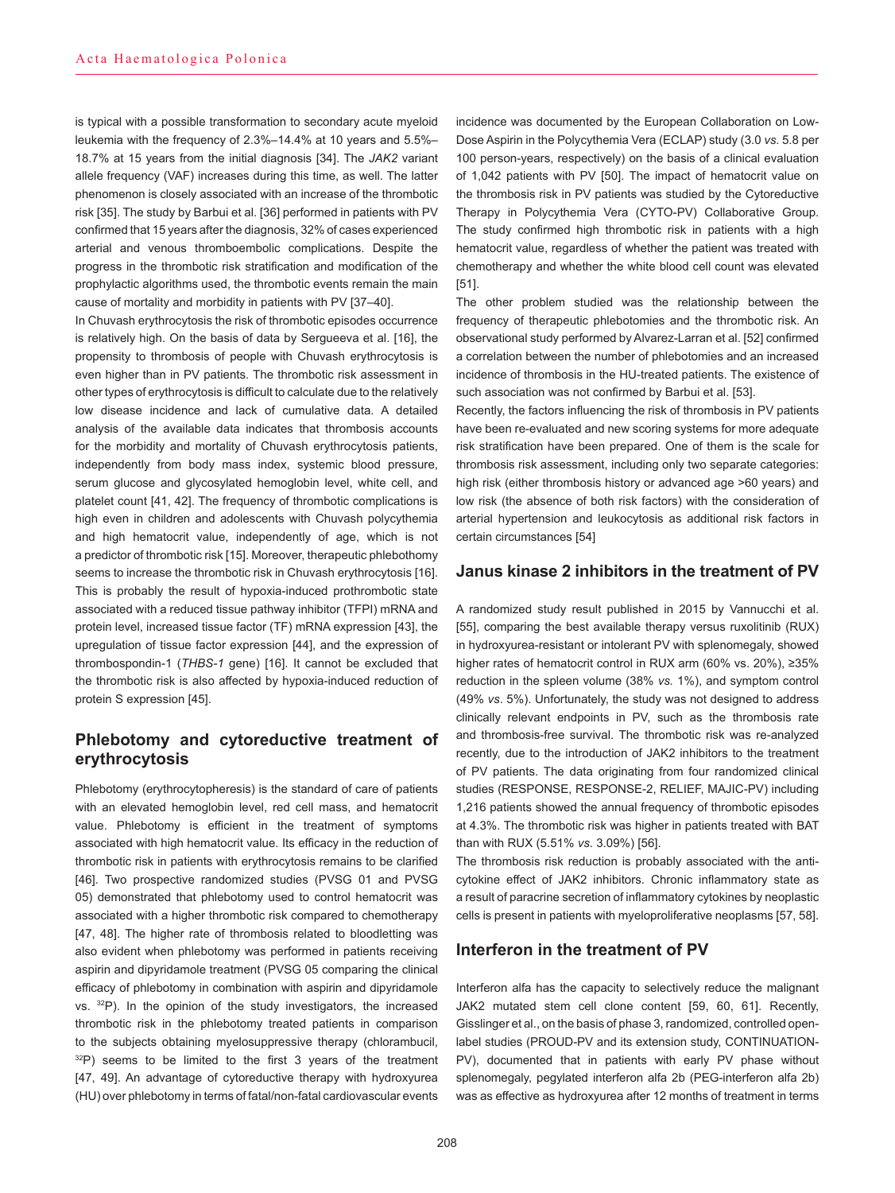is typical with a possible transformation to secondary acute myeloid leukemia with the frequency of 2.3%–14.4% at 10 years and 5.5%–18.7% at 15 years from the initial diagnosis [34]. The *JAK2* variant allele frequency (VAF) increases during this time, as well. The latter phenomenon is closely associated with an increase of the thrombotic risk [35]. The study by Barbui et al. [36] performed in patients with PV confirmed that 15 years after the diagnosis, 32% of cases experienced arterial and venous thromboembolic complications. Despite the progress in the thrombotic risk stratification and modification of the prophylactic algorithms used, the thrombotic events remain the main cause of mortality and morbidity in patients with PV [37–40].

In Chuvash erythrocytosis the risk of thrombotic episodes occurrence is relatively high. On the basis of data by Sergueeva et al. [16], the propensity to thrombosis of people with Chuvash erythrocytosis is even higher than in PV patients. The thrombotic risk assessment in other types of erythrocytosis is difficult to calculate due to the relatively low disease incidence and lack of cumulative data. A detailed analysis of the available data indicates that thrombosis accounts for the morbidity and mortality of Chuvash erythrocytosis patients, independently from body mass index, systemic blood pressure, serum glucose and glycosylated hemoglobin level, white cell, and platelet count [41, 42]. The frequency of thrombotic complications is high even in children and adolescents with Chuvash polycythemia and high hematocrit value, independently of age, which is not a predictor of thrombotic risk [15]. Moreover, therapeutic phlebothomy seems to increase the thrombotic risk in Chuvash erythrocytosis [16]. This is probably the result of hypoxia-induced prothrombotic state associated with a reduced tissue pathway inhibitor (TFPI) mRNA and protein level, increased tissue factor (TF) mRNA expression [43], the upregulation of tissue factor expression [44], and the expression of thrombospondin-1 (*THBS-1* gene) [16]. It cannot be excluded that the thrombotic risk is also affected by hypoxia-induced reduction of protein S expression [45].

## Phlebotomy and cytoreductive treatment of erythrocytosis

Phlebotomy (erythrocytopheresis) is the standard of care of patients with an elevated hemoglobin level, red cell mass, and hematocrit value. Phlebotomy is efficient in the treatment of symptoms associated with high hematocrit value. Its efficacy in the reduction of thrombotic risk in patients with erythrocytosis remains to be clarified [46]. Two prospective randomized studies (PVSG 01 and PVSG 05) demonstrated that phlebotomy used to control hematocrit was associated with a higher thrombotic risk compared to chemotherapy [47, 48]. The higher rate of thrombosis related to bloodletting was also evident when phlebotomy was performed in patients receiving aspirin and dipyridamole treatment (PVSG 05 comparing the clinical efficacy of phlebotomy in combination with aspirin and dipyridamole vs. $^{32}$P). In the opinion of the study investigators, the increased thrombotic risk in the phlebotomy treated patients in comparison to the subjects obtaining myelosuppressive therapy (chlorambucil, $^{32}$P) seems to be limited to the first 3 years of the treatment [47, 49]. An advantage of cytoreductive therapy with hydroxyurea (HU) over phlebotomy in terms of fatal/non-fatal cardiovascular events incidence was documented by the European Collaboration on Low-Dose Aspirin in the Polycythemia Vera (ECLAP) study (3.0 *vs.* 5.8 per 100 person-years, respectively) on the basis of a clinical evaluation of 1,042 patients with PV [50]. The impact of hematocrit value on the thrombosis risk in PV patients was studied by the Cytoreductive Therapy in Polycythemia Vera (CYTO-PV) Collaborative Group. The study confirmed high thrombotic risk in patients with a high hematocrit value, regardless of whether the patient was treated with chemotherapy and whether the white blood cell count was elevated [51].

The other problem studied was the relationship between the frequency of therapeutic phlebotomies and the thrombotic risk. An observational study performed by Alvarez-Larran et al. [52] confirmed a correlation between the number of phlebotomies and an increased incidence of thrombosis in the HU-treated patients. The existence of such association was not confirmed by Barbui et al. [53].

Recently, the factors influencing the risk of thrombosis in PV patients have been re-evaluated and new scoring systems for more adequate risk stratification have been prepared. One of them is the scale for thrombosis risk assessment, including only two separate categories: high risk (either thrombosis history or advanced age >60 years) and low risk (the absence of both risk factors) with the consideration of arterial hypertension and leukocytosis as additional risk factors in certain circumstances [54]

## Janus kinase 2 inhibitors in the treatment of PV

A randomized study result published in 2015 by Vannucchi et al. [55], comparing the best available therapy versus ruxolitinib (RUX) in hydroxyurea-resistant or intolerant PV with splenomegaly, showed higher rates of hematocrit control in RUX arm (60% vs. 20%), ≥35% reduction in the spleen volume (38% *vs.* 1%), and symptom control (49% *vs.* 5%). Unfortunately, the study was not designed to address clinically relevant endpoints in PV, such as the thrombosis rate and thrombosis-free survival. The thrombotic risk was re-analyzed recently, due to the introduction of JAK2 inhibitors to the treatment of PV patients. The data originating from four randomized clinical studies (RESPONSE, RESPONSE-2, RELIEF, MAJIC-PV) including 1,216 patients showed the annual frequency of thrombotic episodes at 4.3%. The thrombotic risk was higher in patients treated with BAT than with RUX (5.51% *vs.* 3.09%) [56].

The thrombosis risk reduction is probably associated with the anti-cytokine effect of JAK2 inhibitors. Chronic inflammatory state as a result of paracrine secretion of inflammatory cytokines by neoplastic cells is present in patients with myeloproliferative neoplasms [57, 58].

## Interferon in the treatment of PV

Interferon alfa has the capacity to selectively reduce the malignant JAK2 mutated stem cell clone content [59, 60, 61]. Recently, Gisslinger et al., on the basis of phase 3, randomized, controlled open-label studies (PROUD-PV and its extension study, CONTINUATION-PV), documented that in patients with early PV phase without splenomegaly, pegylated interferon alfa 2b (PEG-interferon alfa 2b) was as effective as hydroxyurea after 12 months of treatment in terms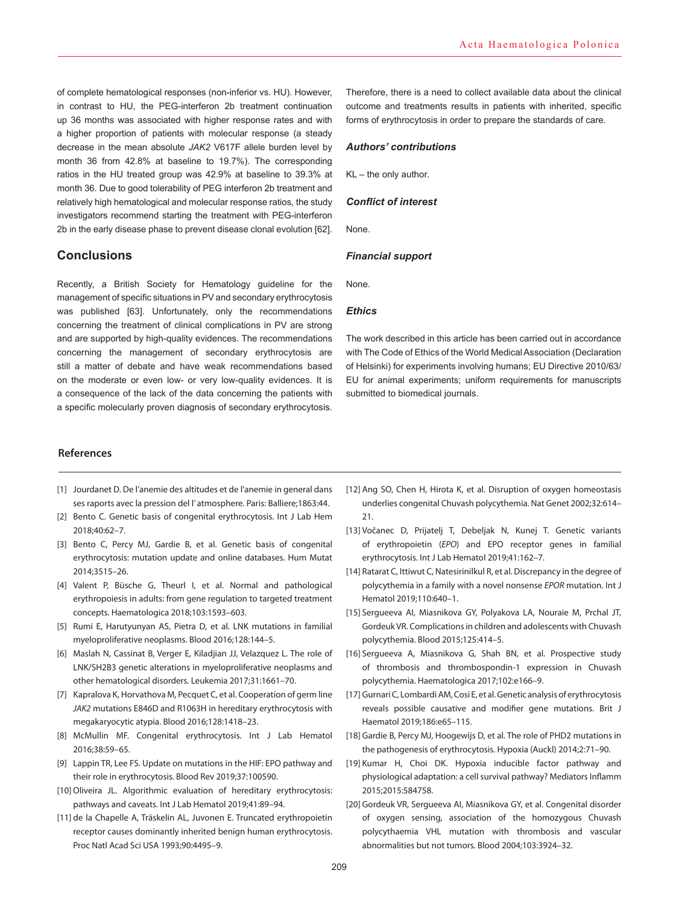of complete hematological responses (non-inferior vs. HU). However, in contrast to HU, the PEG-interferon 2b treatment continuation up 36 months was associated with higher response rates and with a higher proportion of patients with molecular response (a steady decrease in the mean absolute *JAK2* V617F allele burden level by month 36 from 42.8% at baseline to 19.7%). The corresponding ratios in the HU treated group was 42.9% at baseline to 39.3% at month 36. Due to good tolerability of PEG interferon 2b treatment and relatively high hematological and molecular response ratios, the study investigators recommend starting the treatment with PEG-interferon 2b in the early disease phase to prevent disease clonal evolution [62].

## Conclusions

Recently, a British Society for Hematology guideline for the management of specific situations in PV and secondary erythrocytosis was published [63]. Unfortunately, only the recommendations concerning the treatment of clinical complications in PV are strong and are supported by high-quality evidences. The recommendations concerning the management of secondary erythrocytosis are still a matter of debate and have weak recommendations based on the moderate or even low- or very low-quality evidences. It is a consequence of the lack of the data concerning the patients with a specific molecularly proven diagnosis of secondary erythrocytosis. Therefore, there is a need to collect available data about the clinical outcome and treatments results in patients with inherited, specific forms of erythrocytosis in order to prepare the standards of care.

### *Authors' contributions*

KL – the only author.

### *Conflict of interest*

None.

### *Financial support*

None.

### *Ethics*

The work described in this article has been carried out in accordance with The Code of Ethics of the World Medical Association (Declaration of Helsinki) for experiments involving humans; EU Directive 2010/63/EU for animal experiments; uniform requirements for manuscripts submitted to biomedical journals.

## References

[1] Jourdanet D. De l'anemie des altitudes et de l'anemie in general dans ses raports avec la pression del l' atmosphere. Paris: Balliere;1863:44.

[2] Bento C. Genetic basis of congenital erythrocytosis. Int J Lab Hem 2018;40:62–7.

[3] Bento C, Percy MJ, Gardie B, et al. Genetic basis of congenital erythrocytosis: mutation update and online databases. Hum Mutat 2014;3515–26.

[4] Valent P, Büsche G, Theurl I, et al. Normal and pathological erythropoiesis in adults: from gene regulation to targeted treatment concepts. Haematologica 2018;103:1593–603.

[5] Rumi E, Harutyunyan AS, Pietra D, et al. LNK mutations in familial myeloproliferative neoplasms. Blood 2016;128:144–5.

[6] Maslah N, Cassinat B, Verger E, Kiladjian JJ, Velazquez L. The role of LNK/SH2B3 genetic alterations in myeloproliferative neoplasms and other hematological disorders. Leukemia 2017;31:1661–70.

[7] Kapralova K, Horvathova M, Pecquet C, et al. Cooperation of germ line *JAK2* mutations E846D and R1063H in hereditary erythrocytosis with megakaryocytic atypia. Blood 2016;128:1418–23.

[8] McMullin MF. Congenital erythrocytosis. Int J Lab Hematol 2016;38:59–65.

[9] Lappin TR, Lee FS. Update on mutations in the HIF: EPO pathway and their role in erythrocytosis. Blood Rev 2019;37:100590.

[10] Oliveira JL. Algorithmic evaluation of hereditary erythrocytosis: pathways and caveats. Int J Lab Hematol 2019;41:89–94.

[11] de la Chapelle A, Träskelin AL, Juvonen E. Truncated erythropoietin receptor causes dominantly inherited benign human erythrocytosis. Proc Natl Acad Sci USA 1993;90:4495–9.

[12] Ang SO, Chen H, Hirota K, et al. Disruption of oxygen homeostasis underlies congenital Chuvash polycythemia. Nat Genet 2002;32:614–21.

[13] Vočanec D, Prijatelj T, Debeljak N, Kunej T. Genetic variants of erythropoietin (*EPO*) and EPO receptor genes in familial erythrocytosis. Int J Lab Hematol 2019;41:162–7.

[14] Ratarat C, Ittiwut C, Natesirinilkul R, et al. Discrepancy in the degree of polycythemia in a family with a novel nonsense *EPOR* mutation. Int J Hematol 2019;110:640–1.

[15] Sergueeva AI, Miasnikova GY, Polyakova LA, Nouraie M, Prchal JT, Gordeuk VR. Complications in children and adolescents with Chuvash polycythemia. Blood 2015;125:414–5.

[16] Sergueeva A, Miasnikova G, Shah BN, et al. Prospective study of thrombosis and thrombospondin-1 expression in Chuvash polycythemia. Haematologica 2017;102:e166–9.

[17] Gurnari C, Lombardi AM, Cosi E, et al. Genetic analysis of erythrocytosis reveals possible causative and modifier gene mutations. Brit J Haematol 2019;186:e65–115.

[18] Gardie B, Percy MJ, Hoogewijs D, et al. The role of PHD2 mutations in the pathogenesis of erythrocytosis. Hypoxia (Auckl) 2014;2:71–90.

[19] Kumar H, Choi DK. Hypoxia inducible factor pathway and physiological adaptation: a cell survival pathway? Mediators Inflamm 2015;2015:584758.

[20] Gordeuk VR, Sergueeva AI, Miasnikova GY, et al. Congenital disorder of oxygen sensing, association of the homozygous Chuvash polycythaemia VHL mutation with thrombosis and vascular abnormalities but not tumors. Blood 2004;103:3924–32.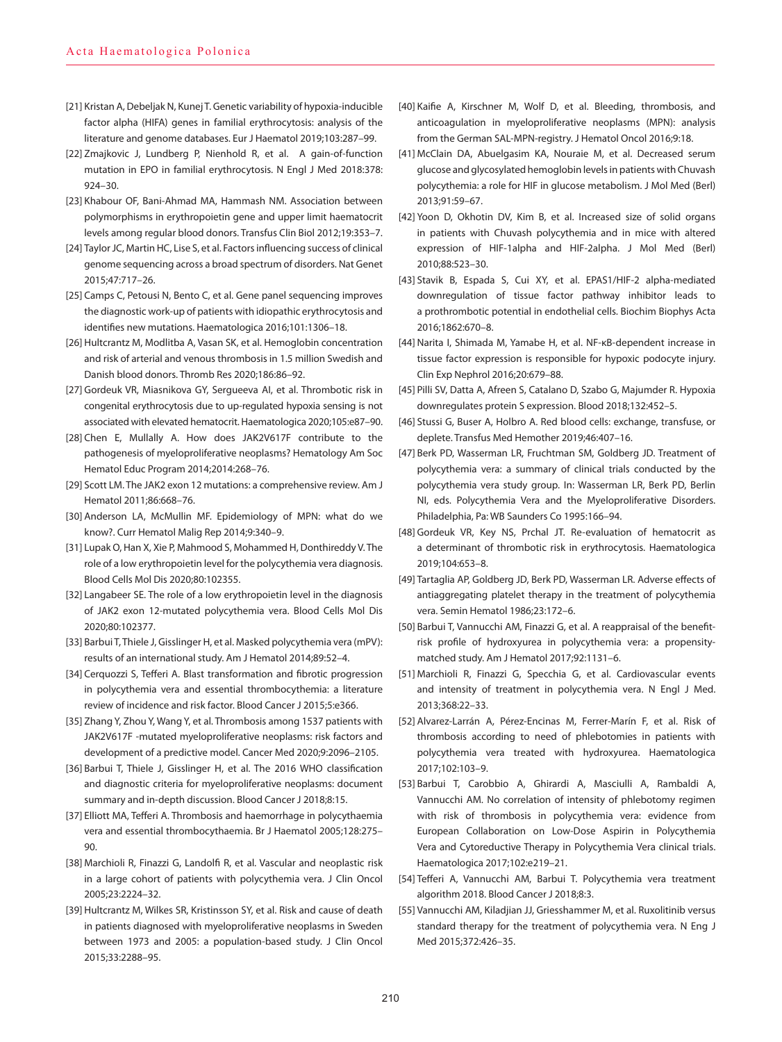[21] Kristan A, Debeljak N, Kunej T. Genetic variability of hypoxia-inducible factor alpha (HIFA) genes in familial erythrocytosis: analysis of the literature and genome databases. Eur J Haematol 2019;103:287–99.

[22] Zmajkovic J, Lundberg P, Nienhold R, et al. A gain-of-function mutation in EPO in familial erythrocytosis. N Engl J Med 2018:378: 924–30.

[23] Khabour OF, Bani-Ahmad MA, Hammash NM. Association between polymorphisms in erythropoietin gene and upper limit haematocrit levels among regular blood donors. Transfus Clin Biol 2012;19:353–7.

[24] Taylor JC, Martin HC, Lise S, et al. Factors influencing success of clinical genome sequencing across a broad spectrum of disorders. Nat Genet 2015;47:717–26.

[25] Camps C, Petousi N, Bento C, et al. Gene panel sequencing improves the diagnostic work-up of patients with idiopathic erythrocytosis and identifies new mutations. Haematologica 2016;101:1306–18.

[26] Hultcrantz M, Modlitba A, Vasan SK, et al. Hemoglobin concentration and risk of arterial and venous thrombosis in 1.5 million Swedish and Danish blood donors. Thromb Res 2020;186:86–92.

[27] Gordeuk VR, Miasnikova GY, Sergueeva AI, et al. Thrombotic risk in congenital erythrocytosis due to up-regulated hypoxia sensing is not associated with elevated hematocrit. Haematologica 2020;105:e87–90.

[28] Chen E, Mullally A. How does JAK2V617F contribute to the pathogenesis of myeloproliferative neoplasms? Hematology Am Soc Hematol Educ Program 2014;2014:268–76.

[29] Scott LM. The JAK2 exon 12 mutations: a comprehensive review. Am J Hematol 2011;86:668–76.

[30] Anderson LA, McMullin MF. Epidemiology of MPN: what do we know?. Curr Hematol Malig Rep 2014;9:340–9.

[31] Lupak O, Han X, Xie P, Mahmood S, Mohammed H, Donthireddy V. The role of a low erythropoietin level for the polycythemia vera diagnosis. Blood Cells Mol Dis 2020;80:102355.

[32] Langabeer SE. The role of a low erythropoietin level in the diagnosis of JAK2 exon 12-mutated polycythemia vera. Blood Cells Mol Dis 2020;80:102377.

[33] Barbui T, Thiele J, Gisslinger H, et al. Masked polycythemia vera (mPV): results of an international study. Am J Hematol 2014;89:52–4.

[34] Cerquozzi S, Tefferi A. Blast transformation and fibrotic progression in polycythemia vera and essential thrombocythemia: a literature review of incidence and risk factor. Blood Cancer J 2015;5:e366.

[35] Zhang Y, Zhou Y, Wang Y, et al. Thrombosis among 1537 patients with JAK2V617F -mutated myeloproliferative neoplasms: risk factors and development of a predictive model. Cancer Med 2020;9:2096–2105.

[36] Barbui T, Thiele J, Gisslinger H, et al. The 2016 WHO classification and diagnostic criteria for myeloproliferative neoplasms: document summary and in-depth discussion. Blood Cancer J 2018;8:15.

[37] Elliott MA, Tefferi A. Thrombosis and haemorrhage in polycythaemia vera and essential thrombocythaemia. Br J Haematol 2005;128:275–90.

[38] Marchioli R, Finazzi G, Landolfi R, et al. Vascular and neoplastic risk in a large cohort of patients with polycythemia vera. J Clin Oncol 2005;23:2224–32.

[39] Hultcrantz M, Wilkes SR, Kristinsson SY, et al. Risk and cause of death in patients diagnosed with myeloproliferative neoplasms in Sweden between 1973 and 2005: a population-based study. J Clin Oncol 2015;33:2288–95.

[40] Kaifie A, Kirschner M, Wolf D, et al. Bleeding, thrombosis, and anticoagulation in myeloproliferative neoplasms (MPN): analysis from the German SAL-MPN-registry. J Hematol Oncol 2016;9:18.

[41] McClain DA, Abuelgasim KA, Nouraie M, et al. Decreased serum glucose and glycosylated hemoglobin levels in patients with Chuvash polycythemia: a role for HIF in glucose metabolism. J Mol Med (Berl) 2013;91:59–67.

[42] Yoon D, Okhotin DV, Kim B, et al. Increased size of solid organs in patients with Chuvash polycythemia and in mice with altered expression of HIF-1alpha and HIF-2alpha. J Mol Med (Berl) 2010;88:523–30.

[43] Stavik B, Espada S, Cui XY, et al. EPAS1/HIF-2 alpha-mediated downregulation of tissue factor pathway inhibitor leads to a prothrombotic potential in endothelial cells. Biochim Biophys Acta 2016;1862:670–8.

[44] Narita I, Shimada M, Yamabe H, et al. NF-κB-dependent increase in tissue factor expression is responsible for hypoxic podocyte injury. Clin Exp Nephrol 2016;20:679–88.

[45] Pilli SV, Datta A, Afreen S, Catalano D, Szabo G, Majumder R. Hypoxia downregulates protein S expression. Blood 2018;132:452–5.

[46] Stussi G, Buser A, Holbro A. Red blood cells: exchange, transfuse, or deplete. Transfus Med Hemother 2019;46:407–16.

[47] Berk PD, Wasserman LR, Fruchtman SM, Goldberg JD. Treatment of polycythemia vera: a summary of clinical trials conducted by the polycythemia vera study group. In: Wasserman LR, Berk PD, Berlin NI, eds. Polycythemia Vera and the Myeloproliferative Disorders. Philadelphia, Pa: WB Saunders Co 1995:166–94.

[48] Gordeuk VR, Key NS, Prchal JT. Re-evaluation of hematocrit as a determinant of thrombotic risk in erythrocytosis. Haematologica 2019;104:653–8.

[49] Tartaglia AP, Goldberg JD, Berk PD, Wasserman LR. Adverse effects of antiaggregating platelet therapy in the treatment of polycythemia vera. Semin Hematol 1986;23:172–6.

[50] Barbui T, Vannucchi AM, Finazzi G, et al. A reappraisal of the benefit-risk profile of hydroxyurea in polycythemia vera: a propensity-matched study. Am J Hematol 2017;92:1131–6.

[51] Marchioli R, Finazzi G, Specchia G, et al. Cardiovascular events and intensity of treatment in polycythemia vera. N Engl J Med. 2013;368:22–33.

[52] Alvarez-Larrán A, Pérez-Encinas M, Ferrer-Marín F, et al. Risk of thrombosis according to need of phlebotomies in patients with polycythemia vera treated with hydroxyurea. Haematologica 2017;102:103–9.

[53] Barbui T, Carobbio A, Ghirardi A, Masciulli A, Rambaldi A, Vannucchi AM. No correlation of intensity of phlebotomy regimen with risk of thrombosis in polycythemia vera: evidence from European Collaboration on Low-Dose Aspirin in Polycythemia Vera and Cytoreductive Therapy in Polycythemia Vera clinical trials. Haematologica 2017;102:e219–21.

[54] Tefferi A, Vannucchi AM, Barbui T. Polycythemia vera treatment algorithm 2018. Blood Cancer J 2018;8:3.

[55] Vannucchi AM, Kiladjian JJ, Griesshammer M, et al. Ruxolitinib versus standard therapy for the treatment of polycythemia vera. N Eng J Med 2015;372:426–35.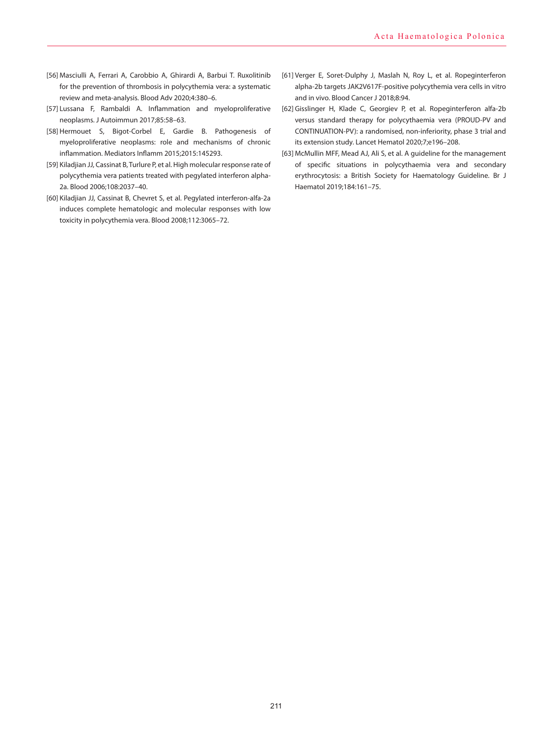[56] Masciulli A, Ferrari A, Carobbio A, Ghirardi A, Barbui T. Ruxolitinib for the prevention of thrombosis in polycythemia vera: a systematic review and meta-analysis. Blood Adv 2020;4:380–6.

[57] Lussana F, Rambaldi A. Inflammation and myeloproliferative neoplasms. J Autoimmun 2017;85:58–63.

[58] Hermouet S, Bigot-Corbel E, Gardie B. Pathogenesis of myeloproliferative neoplasms: role and mechanisms of chronic inflammation. Mediators Inflamm 2015;2015:145293.

[59] Kiladjian JJ, Cassinat B, Turlure P, et al. High molecular response rate of polycythemia vera patients treated with pegylated interferon alpha-2a. Blood 2006;108:2037–40.

[60] Kiladjian JJ, Cassinat B, Chevret S, et al. Pegylated interferon-alfa-2a induces complete hematologic and molecular responses with low toxicity in polycythemia vera. Blood 2008;112:3065–72.

[61] Verger E, Soret-Dulphy J, Maslah N, Roy L, et al. Ropeginterferon alpha-2b targets JAK2V617F-positive polycythemia vera cells in vitro and in vivo. Blood Cancer J 2018;8:94.

[62] Gisslinger H, Klade C, Georgiev P, et al. Ropeginterferon alfa-2b versus standard therapy for polycythaemia vera (PROUD-PV and CONTINUATION-PV): a randomised, non-inferiority, phase 3 trial and its extension study. Lancet Hematol 2020;7;e196–208.

[63] McMullin MFF, Mead AJ, Ali S, et al. A guideline for the management of specific situations in polycythaemia vera and secondary erythrocytosis: a British Society for Haematology Guideline. Br J Haematol 2019;184:161–75.